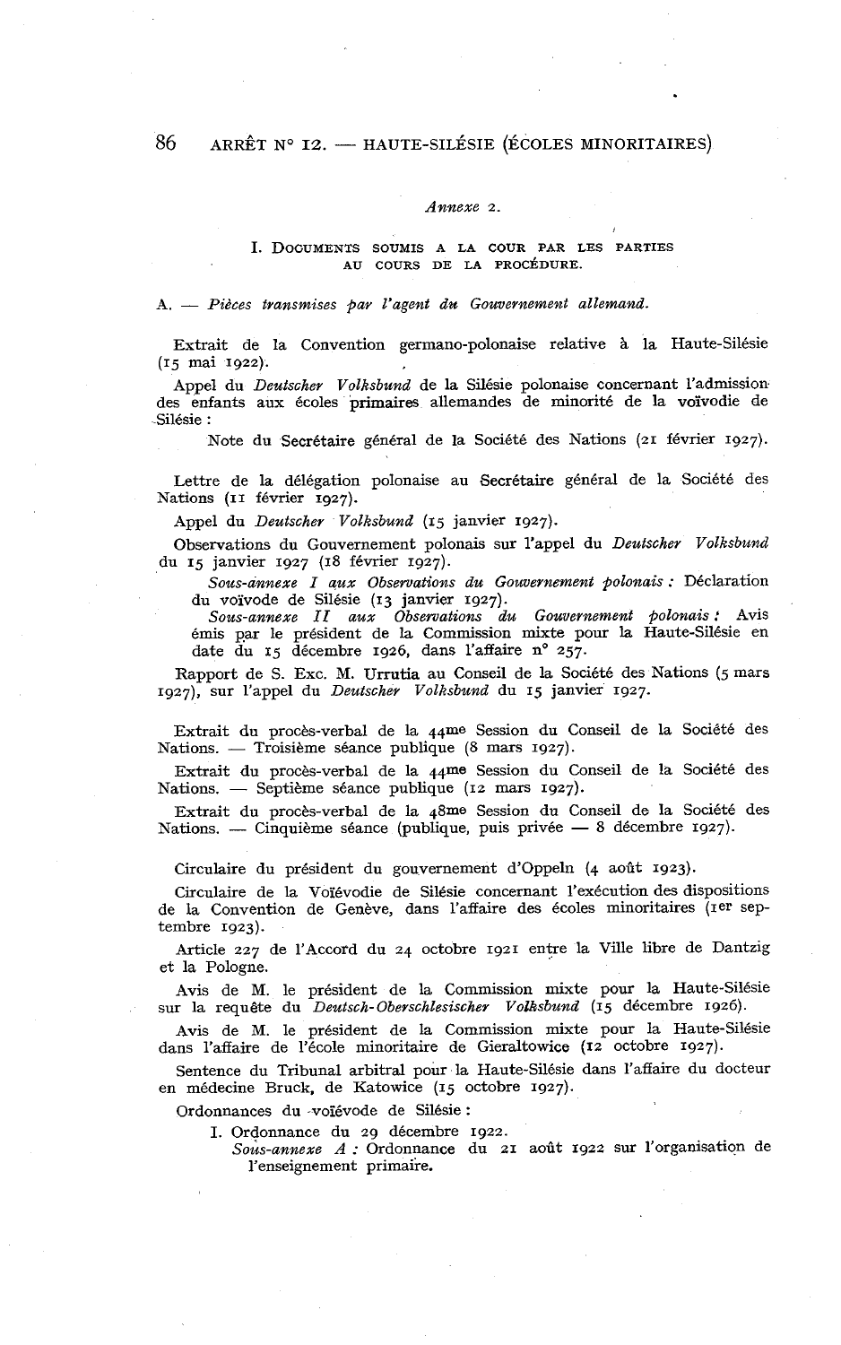*Annexe 2.*

### I. Documents soumis a la Cour par les parties au cours de la procédure.

A. — *Pièces transmises par l'agent du Gouvernement allemand.*

Extrait de la Convention germano-polonaise relative à la Haute-Silésie (15 mai 1922).

Appel du *Deutscher Volksbund* de la Silésie polonaise concernant l'admission des enfants aux écoles primaires allemandes de minorité de la voïvodie de Silésie :

Note du Secrétaire général de la Société des Nations (21 février 1927).

Lettre de la délégation polonaise au Secrétaire général de la Société des Nations (11 février 1927).

Appel du *Deutscher Volksbund* (15 janvier 1927).

Observations du Gouvernement polonais sur l'appel du *Deutscher Volksbund* du 15 janvier 1927 (18 février 1927).

*Sous-annexe I aux Observations du Gouvernement polonais :* Déclaration du voïvode de Silésie (13 janvier 1927).

*Sous-annexe II aux Observations du Gouvernement polonais :* Avis émis par le président de la Commission mixte pour la Haute-Silésie en date du 15 décembre 1926, dans l'affaire n° 257.

Rapport de S. Exc. M. Urrutia au Conseil de la Société des Nations (5 mars 1927), sur l'appel du *Deutscher Volksbund* du 15 janvier 1927.

Extrait du procès-verbal de la 44me Session du Conseil de la Société des Nations. — Troisième séance publique (8 mars 1927).

Extrait du procès-verbal de la 44me Session du Conseil de la Société des Nations. — Septième séance publique (12 mars 1927).

Extrait du procès-verbal de la 48me Session du Conseil de la Société des Nations. — Cinquième séance (publique, puis privée — 8 décembre 1927).

Circulaire du président du gouvernement d'Oppeln (4 août 1923).

Circulaire de la Voïévodie de Silésie concernant l'exécution des dispositions de la Convention de Genève, dans l'affaire des écoles minoritaires (1er septembre 1923).

Article 227 de l'Accord du 24 octobre 1921 entre la Ville libre de Dantzig et la Pologne.

Avis de M. le président de la Commission mixte pour la Haute-Silésie sur la requête du *Deutsch-Oberschlesischer Volksbund* (15 décembre 1926).

Avis de M. le président de la Commission mixte pour la Haute-Silésie dans l'affaire de l'école minoritaire de Gieraltowice (12 octobre 1927).

Sentence du Tribunal arbitral pour la Haute-Silésie dans l'affaire du docteur en médecine Bruck, de Katowice (15 octobre 1927).

Ordonnances du voïévode de Silésie :

I. Ordonnance du 29 décembre 1922.

*Sous-annexe A :* Ordonnance du 21 août 1922 sur l'organisation de l'enseignement primaire.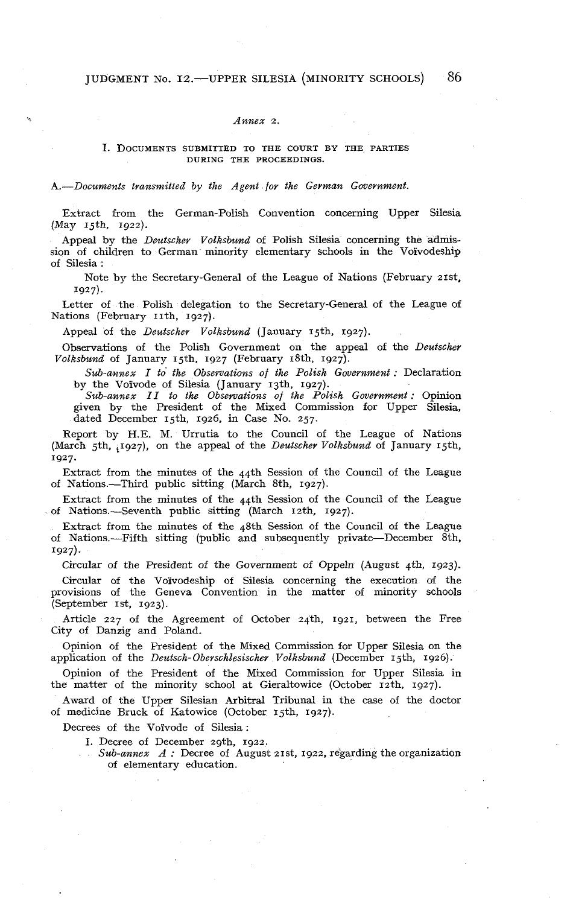*Annex 2.*

## I. DOCUMENTS SUBMITTED TO THE COURT BY THE PARTIES DURING THE PROCEEDINGS.

### A.—*Documents transmitted by the Agent for the German Government.*

Extract from the German-Polish Convention concerning Upper Silesia (May 15th, 1922).

Appeal by the *Deutscher Volksbund* of Polish Silesia concerning the admission of children to German minority elementary schools in the Voïvodeship of Silesia :

Note by the Secretary-General of the League of Nations (February 21st, 1927).

Letter of the Polish delegation to the Secretary-General of the League of Nations (February 11th, 1927).

Appeal of the *Deutscher Volksbund* (January 15th, 1927).

Observations of the Polish Government on the appeal of the *Deutscher Volksbund* of January 15th, 1927 (February 18th, 1927).

*Sub-annex I to the Observations of the Polish Government :* Declaration by the Voïvode of Silesia (January 13th, 1927).

*Sub-annex II to the Observations of the Polish Government :* Opinion given by the President of the Mixed Commission for Upper Silesia, dated December 15th, 1926, in Case No. 257.

Report by H.E. M. Urrutia to the Council of the League of Nations (March 5th, 1927), on the appeal of the *Deutscher Volksbund* of January 15th, 1927.

Extract from the minutes of the 44th Session of the Council of the League of Nations.—Third public sitting (March 8th, 1927).

Extract from the minutes of the 44th Session of the Council of the League of Nations.—Seventh public sitting (March 12th, 1927).

Extract from the minutes of the 48th Session of the Council of the League of Nations.—Fifth sitting (public and subsequently private—December 8th, 1927).

Circular of the President of the Government of Oppeln (August 4th, 1923).

Circular of the Voïvodeship of Silesia concerning the execution of the provisions of the Geneva Convention in the matter of minority schools (September 1st, 1923).

Article 227 of the Agreement of October 24th, 1921, between the Free City of Danzig and Poland.

Opinion of the President of the Mixed Commission for Upper Silesia on the application of the *Deutsch-Oberschlesischer Volksbund* (December 15th, 1926).

Opinion of the President of the Mixed Commission for Upper Silesia in the matter of the minority school at Gieraltowice (October 12th, 1927).

Award of the Upper Silesian Arbitral Tribunal in the case of the doctor of medicine Bruck of Katowice (October 15th, 1927).

Decrees of the Voïvode of Silesia :

I. Decree of December 29th, 1922.

*Sub-annex A :* Decree of August 21st, 1922, regarding the organization of elementary education.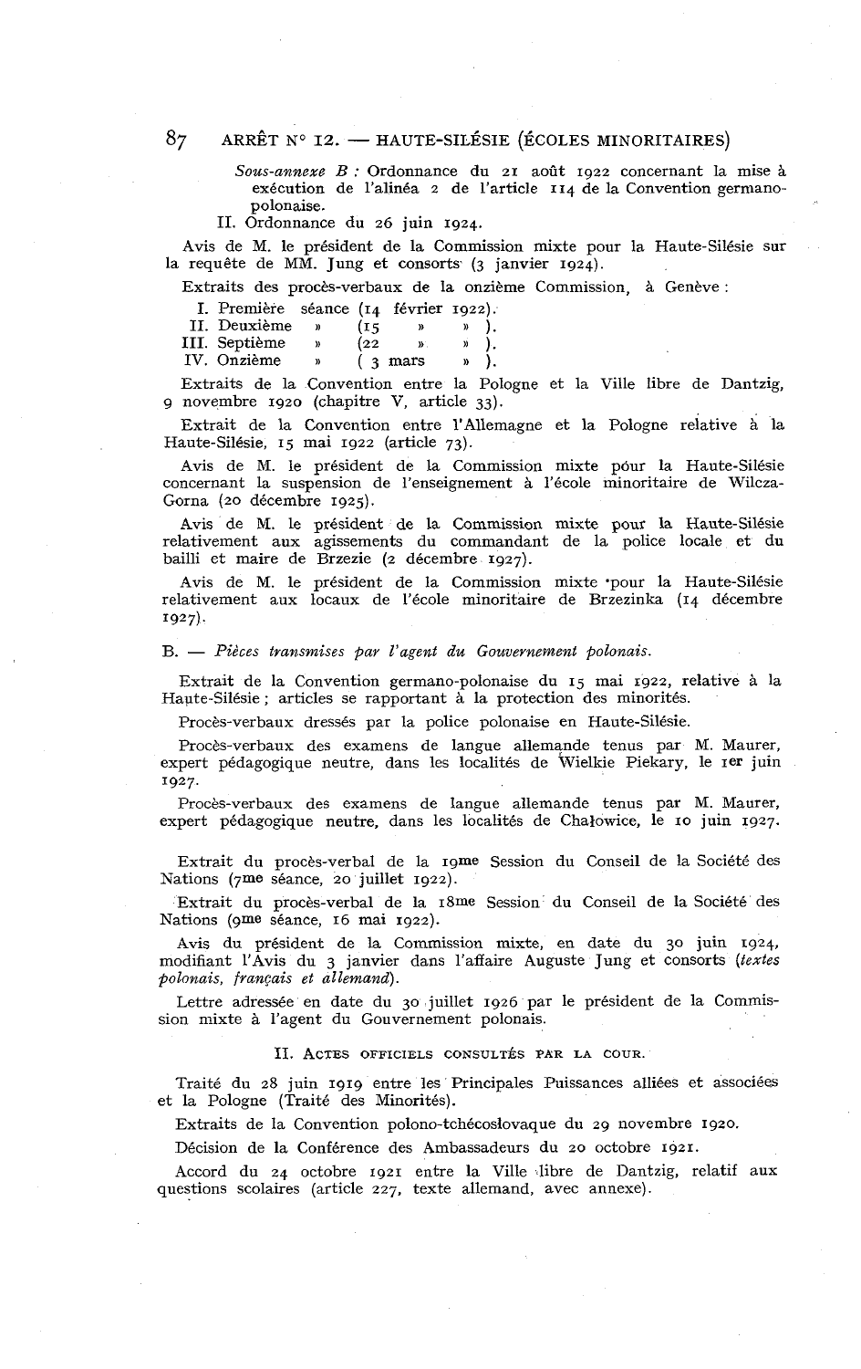*Sous-annexe B :* Ordonnance du 21 août 1922 concernant la mise à exécution de l'alinéa 2 de l'article 114 de la Convention germano-polonaise.

II. Ordonnance du 26 juin 1924.

Avis de M. le président de la Commission mixte pour la Haute-Silésie sur la requête de MM. Jung et consorts (3 janvier 1924).

Extraits des procès-verbaux de la onzième Commission, à Genève :

I. Première séance (14 février 1922).
II. Deuxième » (15 » » ).
III. Septième » (22 » » ).
IV. Onzième » ( 3 mars » ).

Extraits de la Convention entre la Pologne et la Ville libre de Dantzig, 9 novembre 1920 (chapitre V, article 33).

Extrait de la Convention entre l'Allemagne et la Pologne relative à la Haute-Silésie, 15 mai 1922 (article 73).

Avis de M. le président de la Commission mixte pour la Haute-Silésie concernant la suspension de l'enseignement à l'école minoritaire de Wilcza-Gorna (20 décembre 1925).

Avis de M. le président de la Commission mixte pour la Haute-Silésie relativement aux agissements du commandant de la police locale et du bailli et maire de Brzezie (2 décembre 1927).

Avis de M. le président de la Commission mixte pour la Haute-Silésie relativement aux locaux de l'école minoritaire de Brzezinka (14 décembre 1927).

B. — *Pièces transmises par l'agent du Gouvernement polonais.*

Extrait de la Convention germano-polonaise du 15 mai 1922, relative à la Haute-Silésie ; articles se rapportant à la protection des minorités.

Procès-verbaux dressés par la police polonaise en Haute-Silésie.

Procès-verbaux des examens de langue allemande tenus par M. Maurer, expert pédagogique neutre, dans les localités de Wielkie Piekary, le 1er juin 1927.

Procès-verbaux des examens de langue allemande tenus par M. Maurer, expert pédagogique neutre, dans les localités de Chałowice, le 10 juin 1927.

Extrait du procès-verbal de la 19me Session du Conseil de la Société des Nations (7me séance, 20 juillet 1922).

Extrait du procès-verbal de la 18me Session du Conseil de la Société des Nations (9me séance, 16 mai 1922).

Avis du président de la Commission mixte, en date du 30 juin 1924, modifiant l'Avis du 3 janvier dans l'affaire Auguste Jung et consorts (*textes polonais, français et allemand*).

Lettre adressée en date du 30 juillet 1926 par le président de la Commission mixte à l'agent du Gouvernement polonais.

## II. Actes officiels consultés par la Cour.

Traité du 28 juin 1919 entre les Principales Puissances alliées et associées et la Pologne (Traité des Minorités).

Extraits de la Convention polono-tchécoslovaque du 29 novembre 1920.

Décision de la Conférence des Ambassadeurs du 20 octobre 1921.

Accord du 24 octobre 1921 entre la Ville libre de Dantzig, relatif aux questions scolaires (article 227, texte allemand, avec annexe).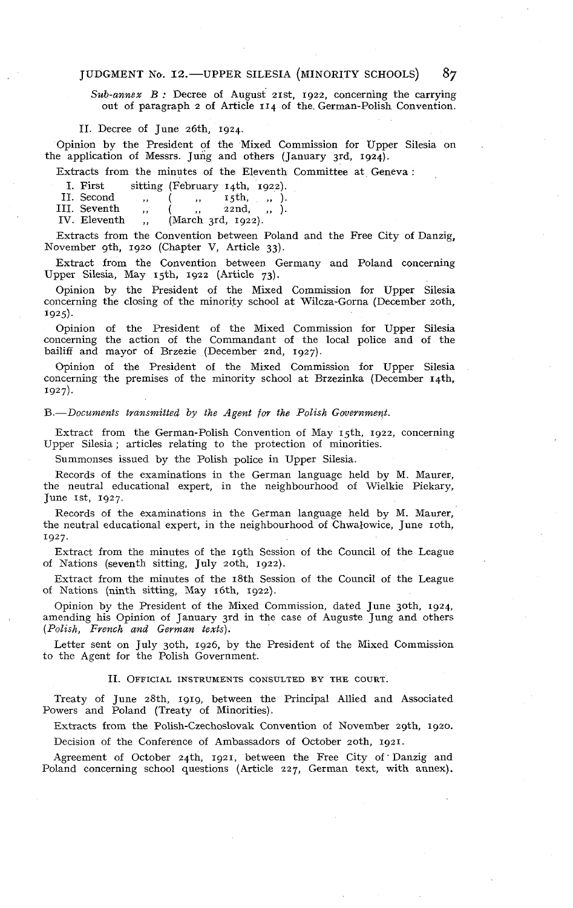*Sub-annex B :* Decree of August 21st, 1922, concerning the carrying out of paragraph 2 of Article 114 of the German-Polish Convention.

II. Decree of June 26th, 1924.

Opinion by the President of the Mixed Commission for Upper Silesia on the application of Messrs. Jung and others (January 3rd, 1924).

Extracts from the minutes of the Eleventh Committee at Geneva :

| | | |
|---|---|---|
| I. First | sitting | (February 14th, 1922). |
| II. Second | ,, | ( ,, 15th, ,, ). |
| III. Seventh | ,, | ( ,, 22nd, ,, ). |
| IV. Eleventh | ,, | (March 3rd, 1922). |

Extracts from the Convention between Poland and the Free City of Danzig, November 9th, 1920 (Chapter V, Article 33).

Extract from the Convention between Germany and Poland concerning Upper Silesia, May 15th, 1922 (Article 73).

Opinion by the President of the Mixed Commission for Upper Silesia concerning the closing of the minority school at Wilcza-Gorna (December 20th, 1925).

Opinion of the President of the Mixed Commission for Upper Silesia concerning the action of the Commandant of the local police and of the bailiff and mayor of Brzezie (December 2nd, 1927).

Opinion of the President of the Mixed Commission for Upper Silesia concerning the premises of the minority school at Brzezinka (December 14th, 1927).

B.—*Documents transmitted by the Agent for the Polish Government.*

Extract from the German-Polish Convention of May 15th, 1922, concerning Upper Silesia ; articles relating to the protection of minorities.

Summonses issued by the Polish police in Upper Silesia.

Records of the examinations in the German language held by M. Maurer, the neutral educational expert, in the neighbourhood of Wielkie Piekary, June 1st, 1927.

Records of the examinations in the German language held by M. Maurer, the neutral educational expert, in the neighbourhood of Chwałowice, June 10th, 1927.

Extract from the minutes of the 19th Session of the Council of the League of Nations (seventh sitting, July 20th, 1922).

Extract from the minutes of the 18th Session of the Council of the League of Nations (ninth sitting, May 16th, 1922).

Opinion by the President of the Mixed Commission, dated June 30th, 1924, amending his Opinion of January 3rd in the case of Auguste Jung and others (*Polish, French and German texts*).

Letter sent on July 30th, 1926, by the President of the Mixed Commission to the Agent for the Polish Government.

## II. Official instruments consulted by the Court.

Treaty of June 28th, 1919, between the Principal Allied and Associated Powers and Poland (Treaty of Minorities).

Extracts from the Polish-Czechoslovak Convention of November 29th, 1920.

Decision of the Conference of Ambassadors of October 20th, 1921.

Agreement of October 24th, 1921, between the Free City of Danzig and Poland concerning school questions (Article 227, German text, with annex).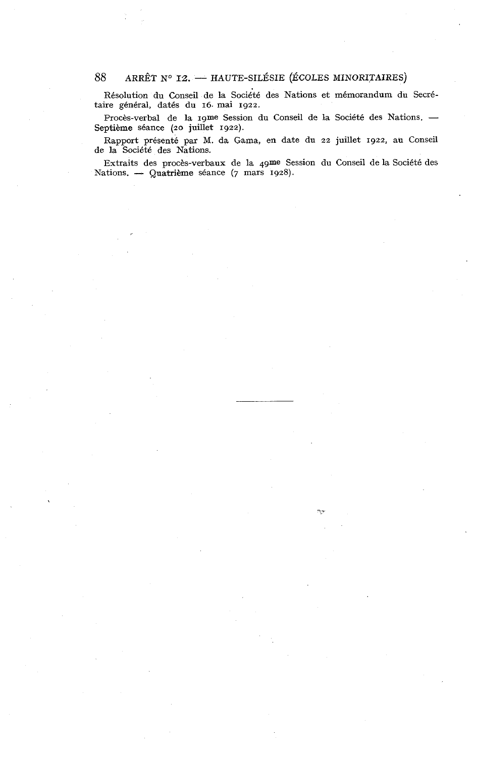Résolution du Conseil de la Société des Nations et mémorandum du Secrétaire général, datés du 16 mai 1922.

Procès-verbal de la 19me Session du Conseil de la Société des Nations. — Septième séance (20 juillet 1922).

Rapport présenté par M. da Gama, en date du 22 juillet 1922, au Conseil de la Société des Nations.

Extraits des procès-verbaux de la 49me Session du Conseil de la Société des Nations. — Quatrième séance (7 mars 1928).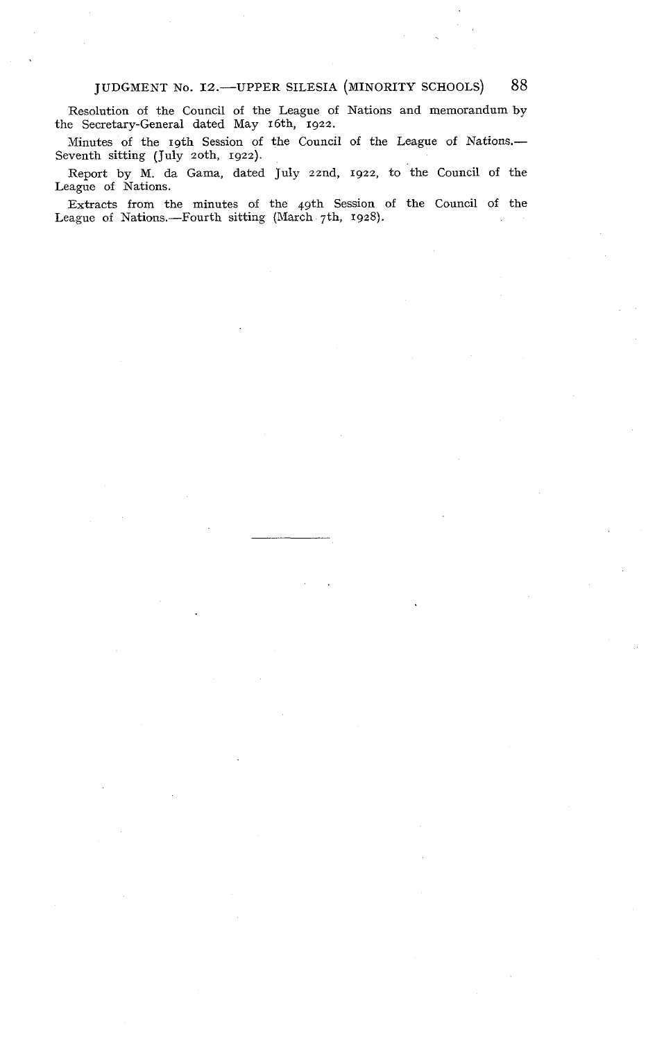Resolution of the Council of the League of Nations and memorandum by the Secretary-General dated May 16th, 1922.

Minutes of the 19th Session of the Council of the League of Nations.—Seventh sitting (July 20th, 1922).

Report by M. da Gama, dated July 22nd, 1922, to the Council of the League of Nations.

Extracts from the minutes of the 49th Session of the Council of the League of Nations.—Fourth sitting (March 7th, 1928).